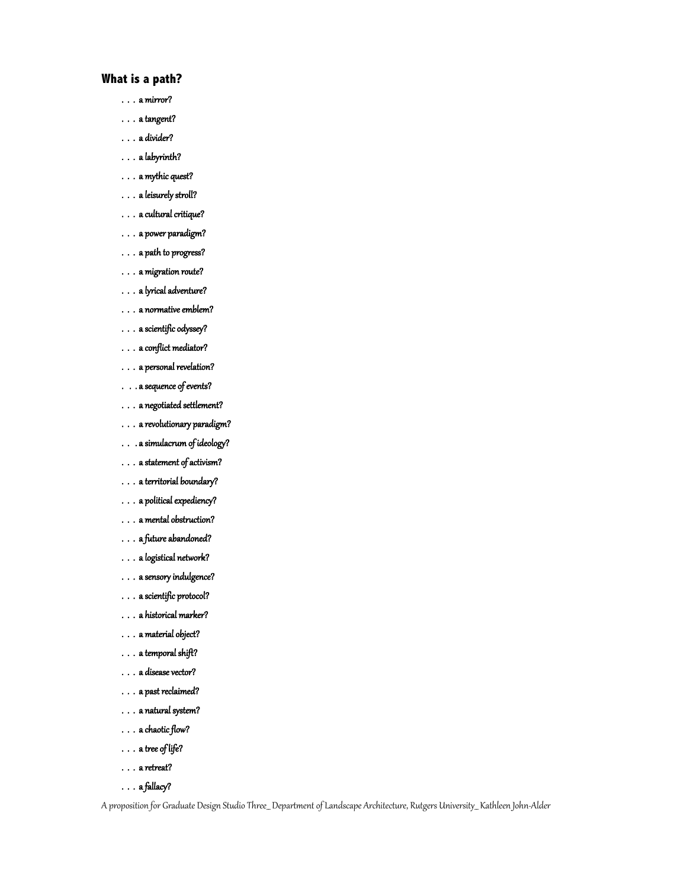## What is a path?

. . . a mirror?

. . . a tangent?

. . . a divider?

. . . a labyrinth?

. . . a mythic quest?

. . . a leisurely stroll?

. . . a cultural critique?

. . . a power paradigm?

. . . a path to progress?

. . . a migration route?

. . . a lyrical adventure?

. . . a normative emblem?

. . . a scientific odyssey?

. . . a conflict mediator?

. . . a personal revelation?

. . . a sequence of events?

. . . a negotiated settlement?

. . . a revolutionary paradigm?

. . . a simulacrum of ideology?

. . . a statement of activism?

. . . a territorial boundary?

. . . a political expediency?

. . . a mental obstruction?

. . . a future abandoned?

. . . a logistical network?

. . . a sensory indulgence?

. . . a scientific protocol?

. . . a historical marker?

. . . a material object?

. . . a temporal shift?

. . . a disease vector?

. . . a past reclaimed?

. . . a natural system?

. . . a chaotic flow?

. . . a tree of life?

. . . a retreat?

. . . a fallacy?

A proposition for Graduate Design Studio Three_ Department of Landscape Architecture, Rutgers University_ Kathleen John-Alder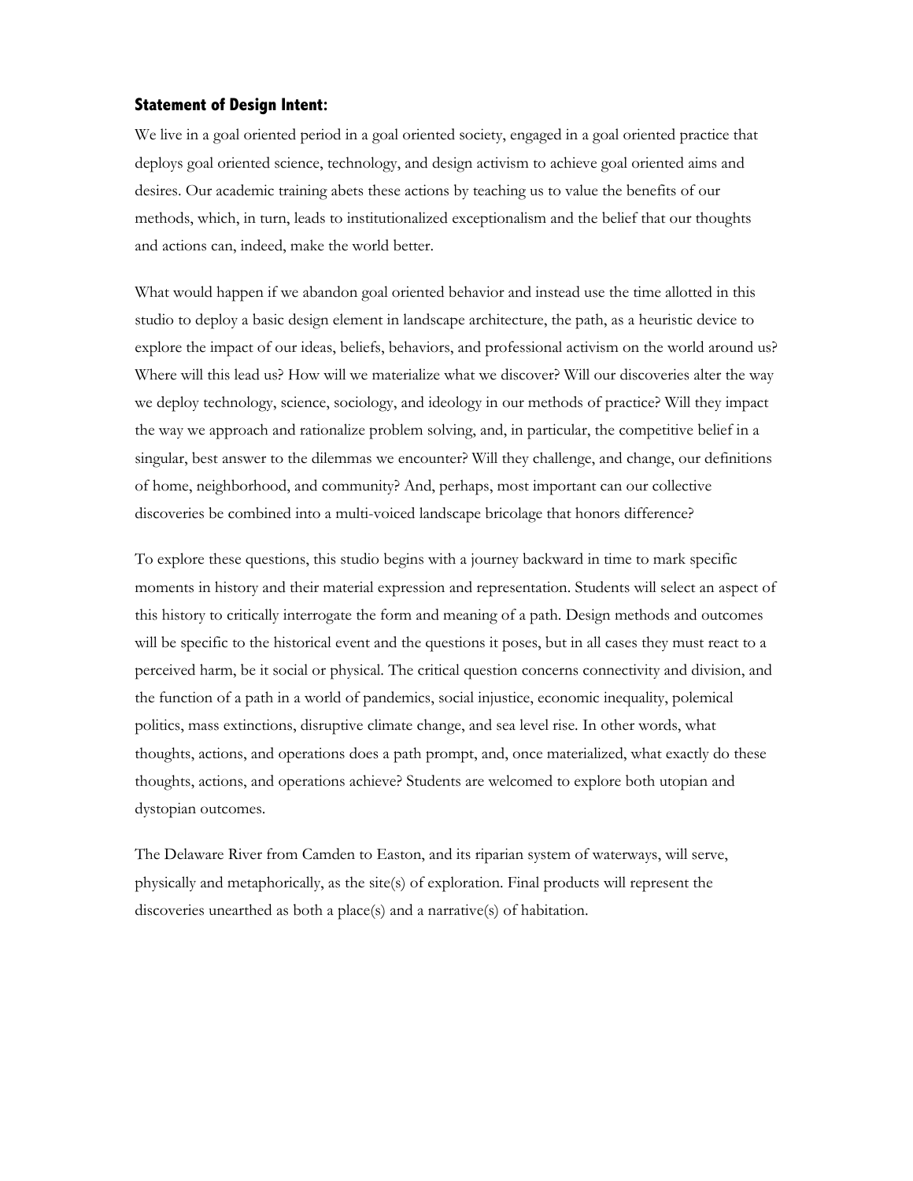### Statement of Design Intent:

We live in a goal oriented period in a goal oriented society, engaged in a goal oriented practice that deploys goal oriented science, technology, and design activism to achieve goal oriented aims and desires. Our academic training abets these actions by teaching us to value the benefits of our methods, which, in turn, leads to institutionalized exceptionalism and the belief that our thoughts and actions can, indeed, make the world better.

What would happen if we abandon goal oriented behavior and instead use the time allotted in this studio to deploy a basic design element in landscape architecture, the path, as a heuristic device to explore the impact of our ideas, beliefs, behaviors, and professional activism on the world around us? Where will this lead us? How will we materialize what we discover? Will our discoveries alter the way we deploy technology, science, sociology, and ideology in our methods of practice? Will they impact the way we approach and rationalize problem solving, and, in particular, the competitive belief in a singular, best answer to the dilemmas we encounter? Will they challenge, and change, our definitions of home, neighborhood, and community? And, perhaps, most important can our collective discoveries be combined into a multi-voiced landscape bricolage that honors difference?

To explore these questions, this studio begins with a journey backward in time to mark specific moments in history and their material expression and representation. Students will select an aspect of this history to critically interrogate the form and meaning of a path. Design methods and outcomes will be specific to the historical event and the questions it poses, but in all cases they must react to a perceived harm, be it social or physical. The critical question concerns connectivity and division, and the function of a path in a world of pandemics, social injustice, economic inequality, polemical politics, mass extinctions, disruptive climate change, and sea level rise. In other words, what thoughts, actions, and operations does a path prompt, and, once materialized, what exactly do these thoughts, actions, and operations achieve? Students are welcomed to explore both utopian and dystopian outcomes.

The Delaware River from Camden to Easton, and its riparian system of waterways, will serve, physically and metaphorically, as the site(s) of exploration. Final products will represent the discoveries unearthed as both a place(s) and a narrative(s) of habitation.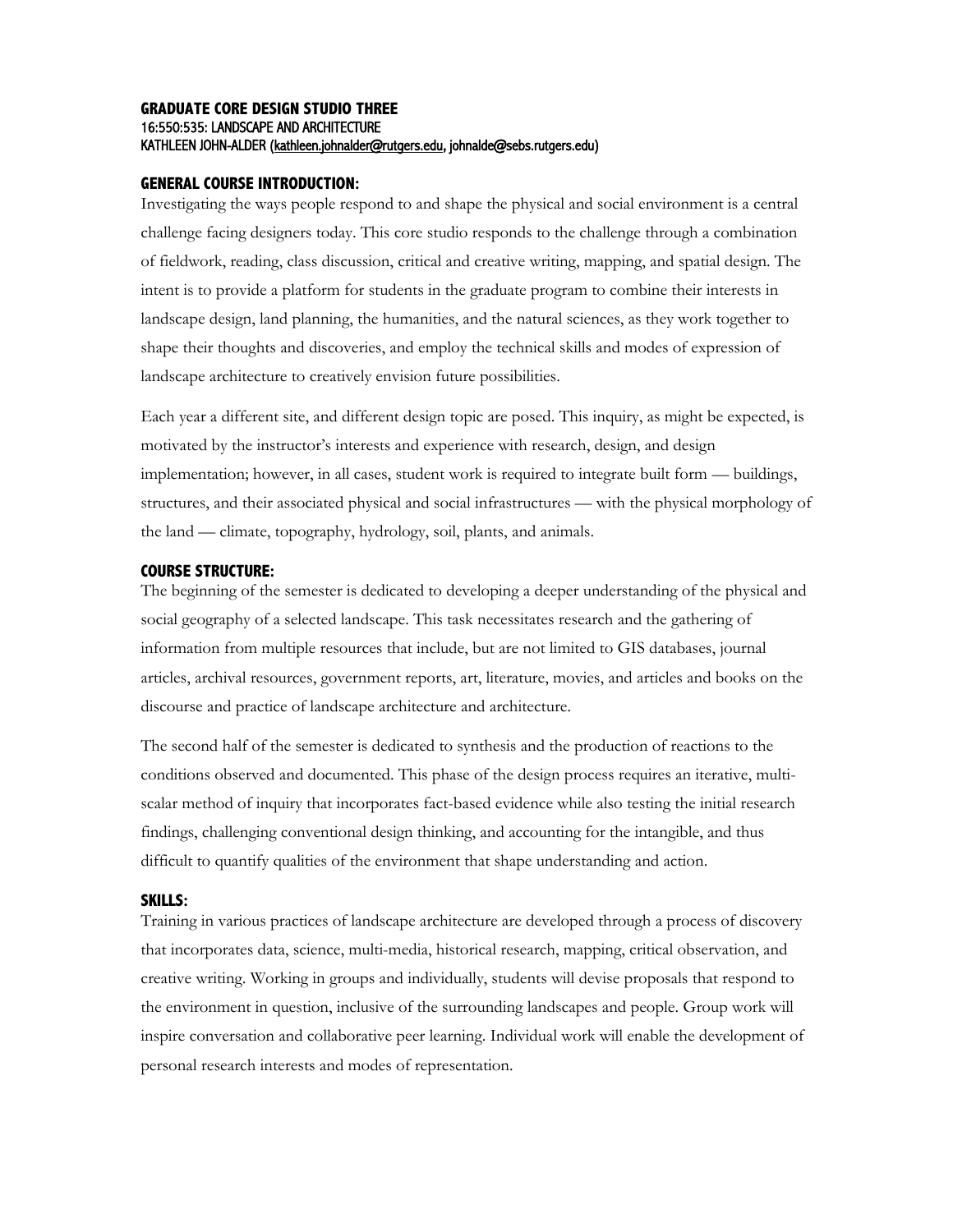# GRADUATE CORE DESIGN STUDIO THREE

16:550:535: LANDSCAPE AND ARCHITECTURE

KATHLEEN JOHN-ALDER (kathleen.johnalder@rutgers.edu, johnalde@sebs.rutgers.edu)

## GENERAL COURSE INTRODUCTION:

Investigating the ways people respond to and shape the physical and social environment is a central challenge facing designers today. This core studio responds to the challenge through a combination of fieldwork, reading, class discussion, critical and creative writing, mapping, and spatial design. The intent is to provide a platform for students in the graduate program to combine their interests in landscape design, land planning, the humanities, and the natural sciences, as they work together to shape their thoughts and discoveries, and employ the technical skills and modes of expression of landscape architecture to creatively envision future possibilities.

Each year a different site, and different design topic are posed. This inquiry, as might be expected, is motivated by the instructor's interests and experience with research, design, and design implementation; however, in all cases, student work is required to integrate built form — buildings, structures, and their associated physical and social infrastructures — with the physical morphology of the land — climate, topography, hydrology, soil, plants, and animals.

## COURSE STRUCTURE:

The beginning of the semester is dedicated to developing a deeper understanding of the physical and social geography of a selected landscape. This task necessitates research and the gathering of information from multiple resources that include, but are not limited to GIS databases, journal articles, archival resources, government reports, art, literature, movies, and articles and books on the discourse and practice of landscape architecture and architecture.

The second half of the semester is dedicated to synthesis and the production of reactions to the conditions observed and documented. This phase of the design process requires an iterative, multi-scalar method of inquiry that incorporates fact-based evidence while also testing the initial research findings, challenging conventional design thinking, and accounting for the intangible, and thus difficult to quantify qualities of the environment that shape understanding and action.

## SKILLS:

Training in various practices of landscape architecture are developed through a process of discovery that incorporates data, science, multi-media, historical research, mapping, critical observation, and creative writing. Working in groups and individually, students will devise proposals that respond to the environment in question, inclusive of the surrounding landscapes and people. Group work will inspire conversation and collaborative peer learning. Individual work will enable the development of personal research interests and modes of representation.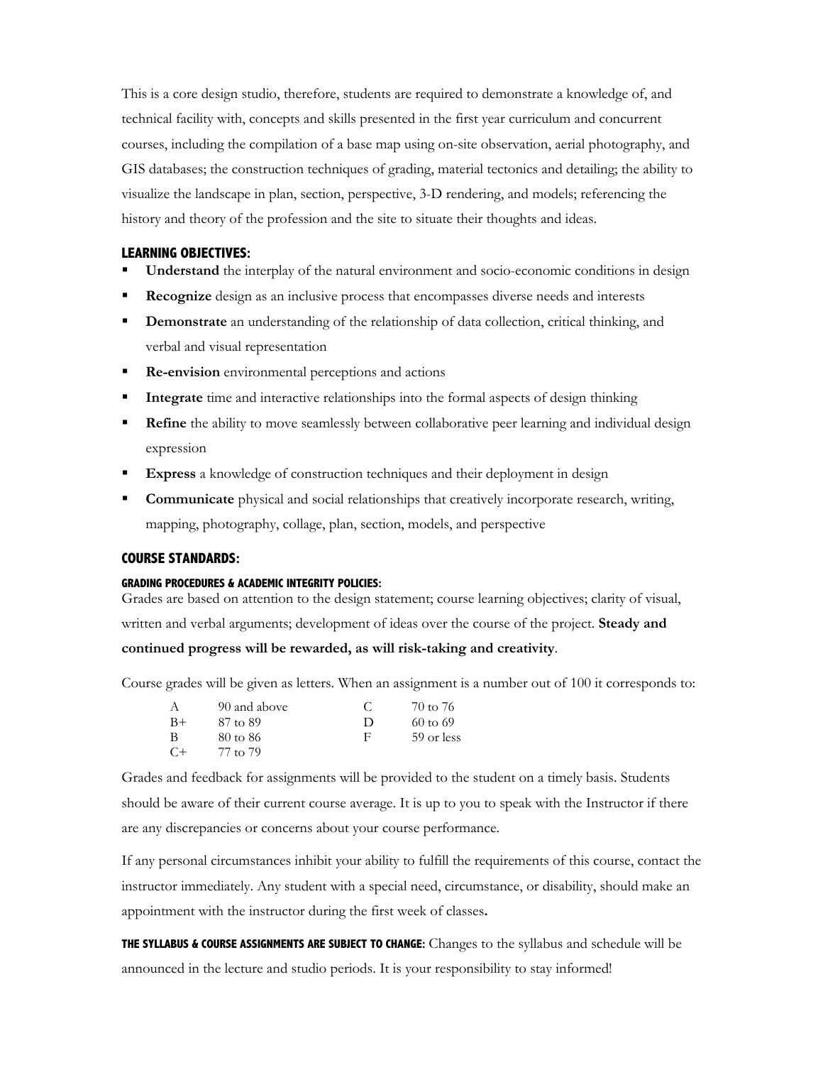This is a core design studio, therefore, students are required to demonstrate a knowledge of, and technical facility with, concepts and skills presented in the first year curriculum and concurrent courses, including the compilation of a base map using on-site observation, aerial photography, and GIS databases; the construction techniques of grading, material tectonics and detailing; the ability to visualize the landscape in plan, section, perspective, 3-D rendering, and models; referencing the history and theory of the profession and the site to situate their thoughts and ideas.

## LEARNING OBJECTIVES:

- **Understand** the interplay of the natural environment and socio-economic conditions in design
- **Recognize** design as an inclusive process that encompasses diverse needs and interests
- **Demonstrate** an understanding of the relationship of data collection, critical thinking, and verbal and visual representation
- **Re-envision** environmental perceptions and actions
- **Integrate** time and interactive relationships into the formal aspects of design thinking
- **Refine** the ability to move seamlessly between collaborative peer learning and individual design expression
- **Express** a knowledge of construction techniques and their deployment in design
- **Communicate** physical and social relationships that creatively incorporate research, writing, mapping, photography, collage, plan, section, models, and perspective

## COURSE STANDARDS:

### GRADING PROCEDURES & ACADEMIC INTEGRITY POLICIES:

Grades are based on attention to the design statement; course learning objectives; clarity of visual, written and verbal arguments; development of ideas over the course of the project. **Steady and continued progress will be rewarded, as will risk-taking and creativity**.

Course grades will be given as letters. When an assignment is a number out of 100 it corresponds to:

| Grade | Score | Grade | Score |
|---|---|---|---|
| A | 90 and above | C | 70 to 76 |
| B+ | 87 to 89 | D | 60 to 69 |
| B | 80 to 86 | F | 59 or less |
| C+ | 77 to 79 | | |

Grades and feedback for assignments will be provided to the student on a timely basis. Students should be aware of their current course average. It is up to you to speak with the Instructor if there are any discrepancies or concerns about your course performance.

If any personal circumstances inhibit your ability to fulfill the requirements of this course, contact the instructor immediately. Any student with a special need, circumstance, or disability, should make an appointment with the instructor during the first week of classes.

**THE SYLLABUS & COURSE ASSIGNMENTS ARE SUBJECT TO CHANGE:** Changes to the syllabus and schedule will be announced in the lecture and studio periods. It is your responsibility to stay informed!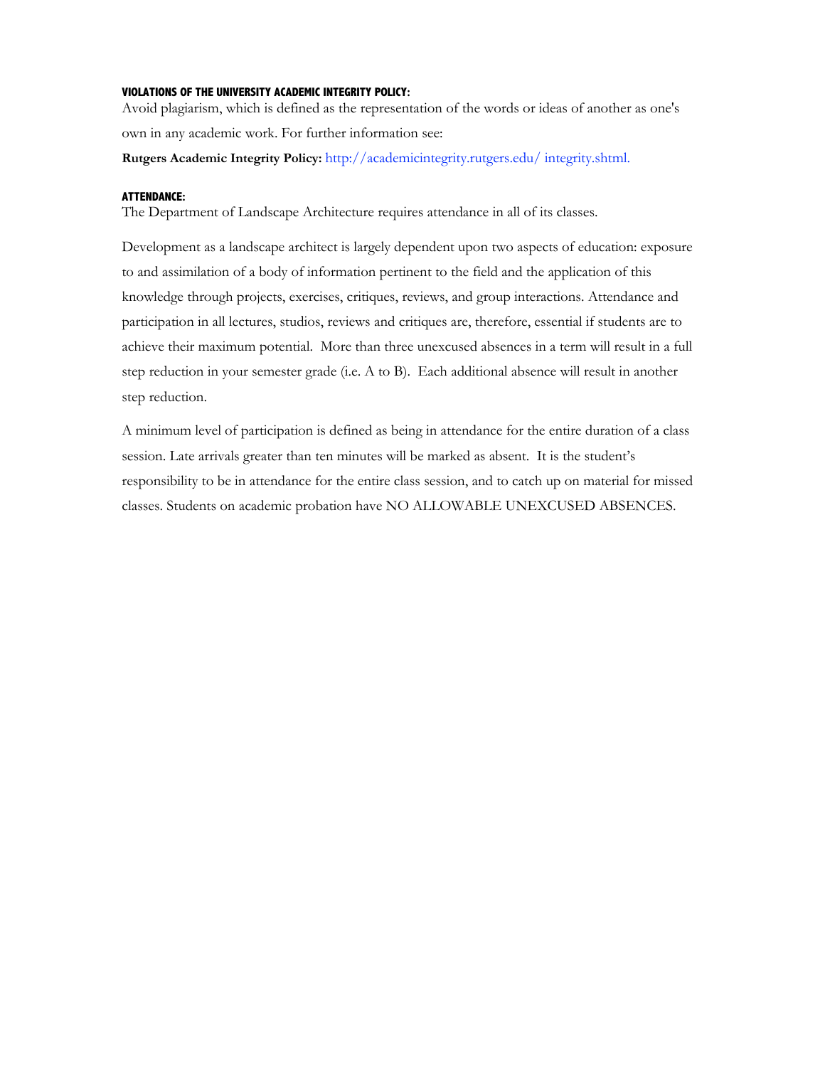#### VIOLATIONS OF THE UNIVERSITY ACADEMIC INTEGRITY POLICY:

Avoid plagiarism, which is defined as the representation of the words or ideas of another as one's own in any academic work. For further information see:

**Rutgers Academic Integrity Policy:** http://academicintegrity.rutgers.edu/ integrity.shtml.

#### ATTENDANCE:

The Department of Landscape Architecture requires attendance in all of its classes.

Development as a landscape architect is largely dependent upon two aspects of education: exposure to and assimilation of a body of information pertinent to the field and the application of this knowledge through projects, exercises, critiques, reviews, and group interactions. Attendance and participation in all lectures, studios, reviews and critiques are, therefore, essential if students are to achieve their maximum potential. More than three unexcused absences in a term will result in a full step reduction in your semester grade (i.e. A to B). Each additional absence will result in another step reduction.

A minimum level of participation is defined as being in attendance for the entire duration of a class session. Late arrivals greater than ten minutes will be marked as absent. It is the student's responsibility to be in attendance for the entire class session, and to catch up on material for missed classes. Students on academic probation have NO ALLOWABLE UNEXCUSED ABSENCES.